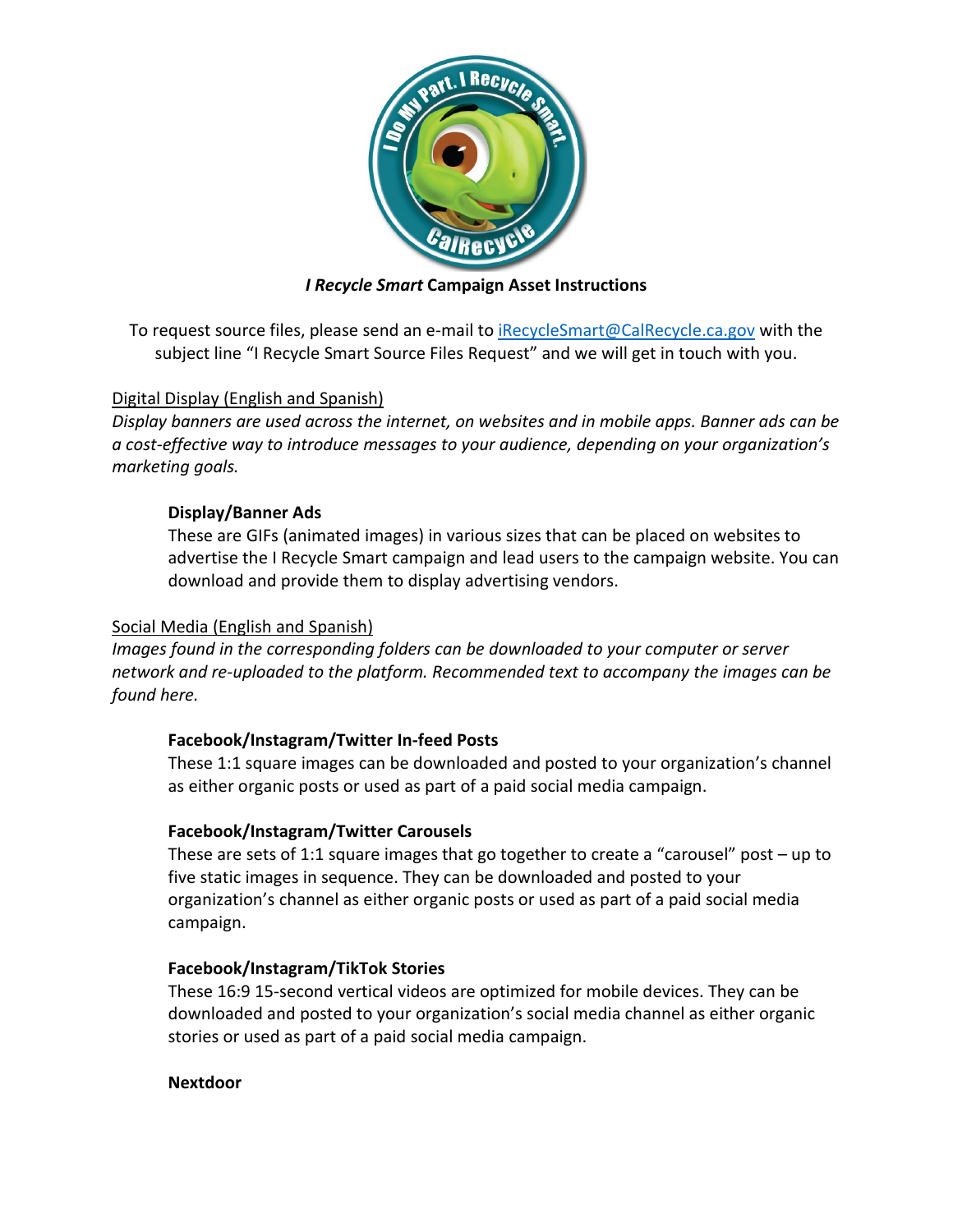***I Recycle Smart* Campaign Asset Instructions**

To request source files, please send an e-mail to iRecycleSmart@CalRecycle.ca.gov with the subject line "I Recycle Smart Source Files Request" and we will get in touch with you.

## Digital Display (English and Spanish)

*Display banners are used across the internet, on websites and in mobile apps. Banner ads can be a cost-effective way to introduce messages to your audience, depending on your organization's marketing goals.*

### Display/Banner Ads

These are GIFs (animated images) in various sizes that can be placed on websites to advertise the I Recycle Smart campaign and lead users to the campaign website. You can download and provide them to display advertising vendors.

## Social Media (English and Spanish)

*Images found in the corresponding folders can be downloaded to your computer or server network and re-uploaded to the platform. Recommended text to accompany the images can be found here.*

### Facebook/Instagram/Twitter In-feed Posts

These 1:1 square images can be downloaded and posted to your organization's channel as either organic posts or used as part of a paid social media campaign.

### Facebook/Instagram/Twitter Carousels

These are sets of 1:1 square images that go together to create a "carousel" post – up to five static images in sequence. They can be downloaded and posted to your organization's channel as either organic posts or used as part of a paid social media campaign.

### Facebook/Instagram/TikTok Stories

These 16:9 15-second vertical videos are optimized for mobile devices. They can be downloaded and posted to your organization's social media channel as either organic stories or used as part of a paid social media campaign.

### Nextdoor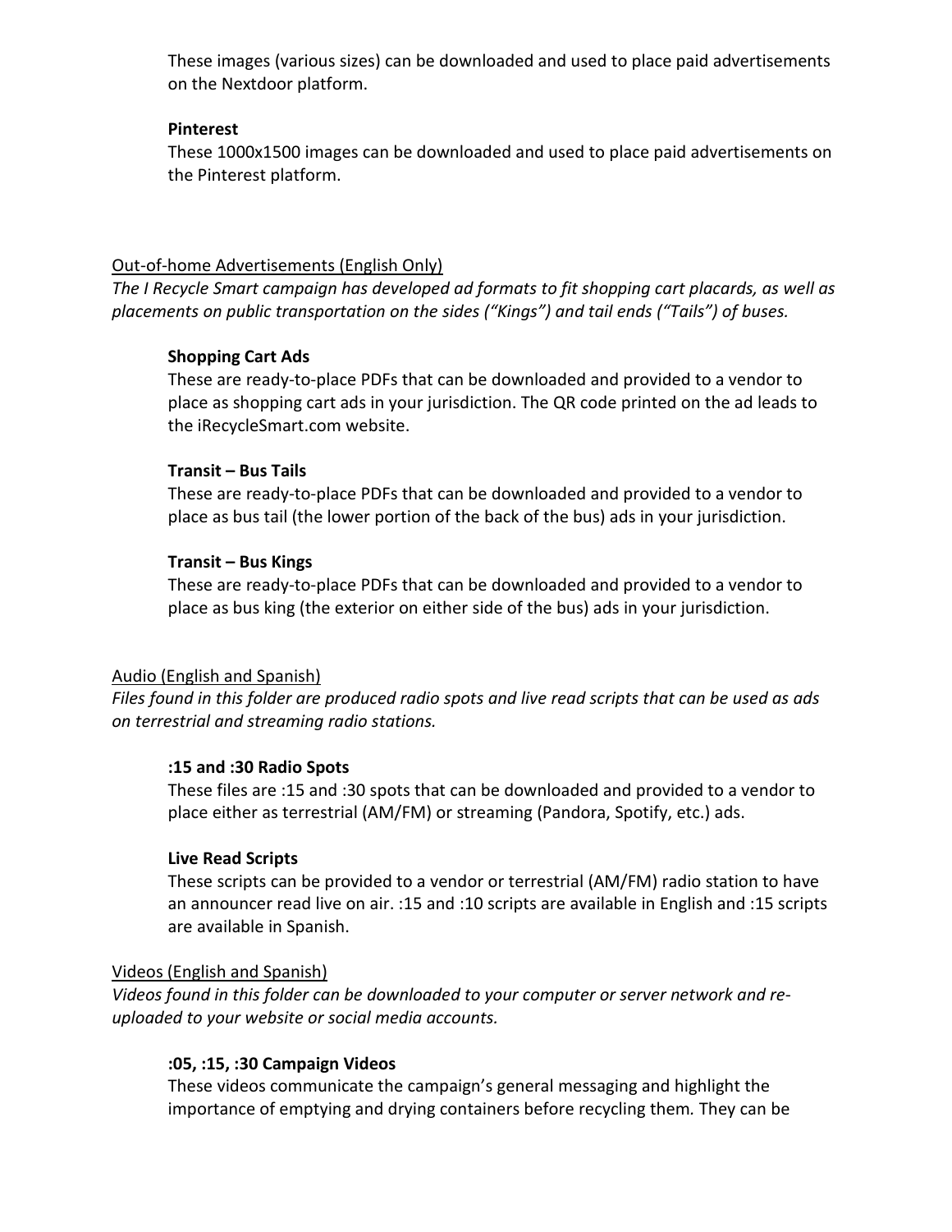These images (various sizes) can be downloaded and used to place paid advertisements on the Nextdoor platform.

**Pinterest**
These 1000x1500 images can be downloaded and used to place paid advertisements on the Pinterest platform.

<u>Out-of-home Advertisements (English Only)</u>
*The I Recycle Smart campaign has developed ad formats to fit shopping cart placards, as well as placements on public transportation on the sides ("Kings") and tail ends ("Tails") of buses.*

**Shopping Cart Ads**
These are ready-to-place PDFs that can be downloaded and provided to a vendor to place as shopping cart ads in your jurisdiction. The QR code printed on the ad leads to the iRecycleSmart.com website.

**Transit – Bus Tails**
These are ready-to-place PDFs that can be downloaded and provided to a vendor to place as bus tail (the lower portion of the back of the bus) ads in your jurisdiction.

**Transit – Bus Kings**
These are ready-to-place PDFs that can be downloaded and provided to a vendor to place as bus king (the exterior on either side of the bus) ads in your jurisdiction.

<u>Audio (English and Spanish)</u>
*Files found in this folder are produced radio spots and live read scripts that can be used as ads on terrestrial and streaming radio stations.*

**:15 and :30 Radio Spots**
These files are :15 and :30 spots that can be downloaded and provided to a vendor to place either as terrestrial (AM/FM) or streaming (Pandora, Spotify, etc.) ads.

**Live Read Scripts**
These scripts can be provided to a vendor or terrestrial (AM/FM) radio station to have an announcer read live on air. :15 and :10 scripts are available in English and :15 scripts are available in Spanish.

<u>Videos (English and Spanish)</u>
*Videos found in this folder can be downloaded to your computer or server network and re-uploaded to your website or social media accounts.*

**:05, :15, :30 Campaign Videos**
These videos communicate the campaign's general messaging and highlight the importance of emptying and drying containers before recycling them. They can be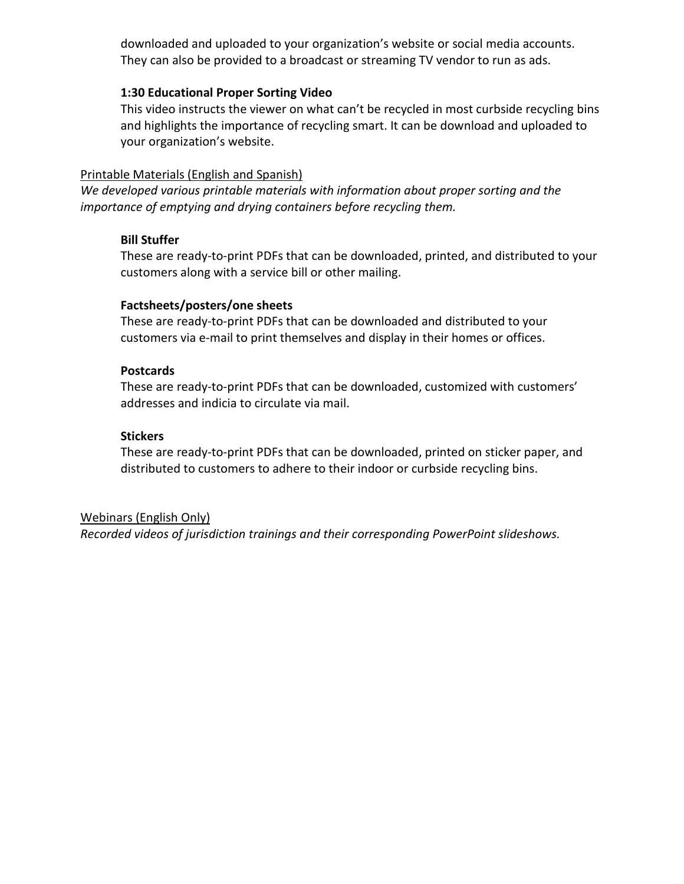downloaded and uploaded to your organization's website or social media accounts. They can also be provided to a broadcast or streaming TV vendor to run as ads.

**1:30 Educational Proper Sorting Video**

This video instructs the viewer on what can't be recycled in most curbside recycling bins and highlights the importance of recycling smart. It can be download and uploaded to your organization's website.

<u>Printable Materials (English and Spanish)</u>

*We developed various printable materials with information about proper sorting and the importance of emptying and drying containers before recycling them.*

**Bill Stuffer**

These are ready-to-print PDFs that can be downloaded, printed, and distributed to your customers along with a service bill or other mailing.

**Factsheets/posters/one sheets**

These are ready-to-print PDFs that can be downloaded and distributed to your customers via e-mail to print themselves and display in their homes or offices.

**Postcards**

These are ready-to-print PDFs that can be downloaded, customized with customers' addresses and indicia to circulate via mail.

**Stickers**

These are ready-to-print PDFs that can be downloaded, printed on sticker paper, and distributed to customers to adhere to their indoor or curbside recycling bins.

<u>Webinars (English Only)</u>

*Recorded videos of jurisdiction trainings and their corresponding PowerPoint slideshows.*